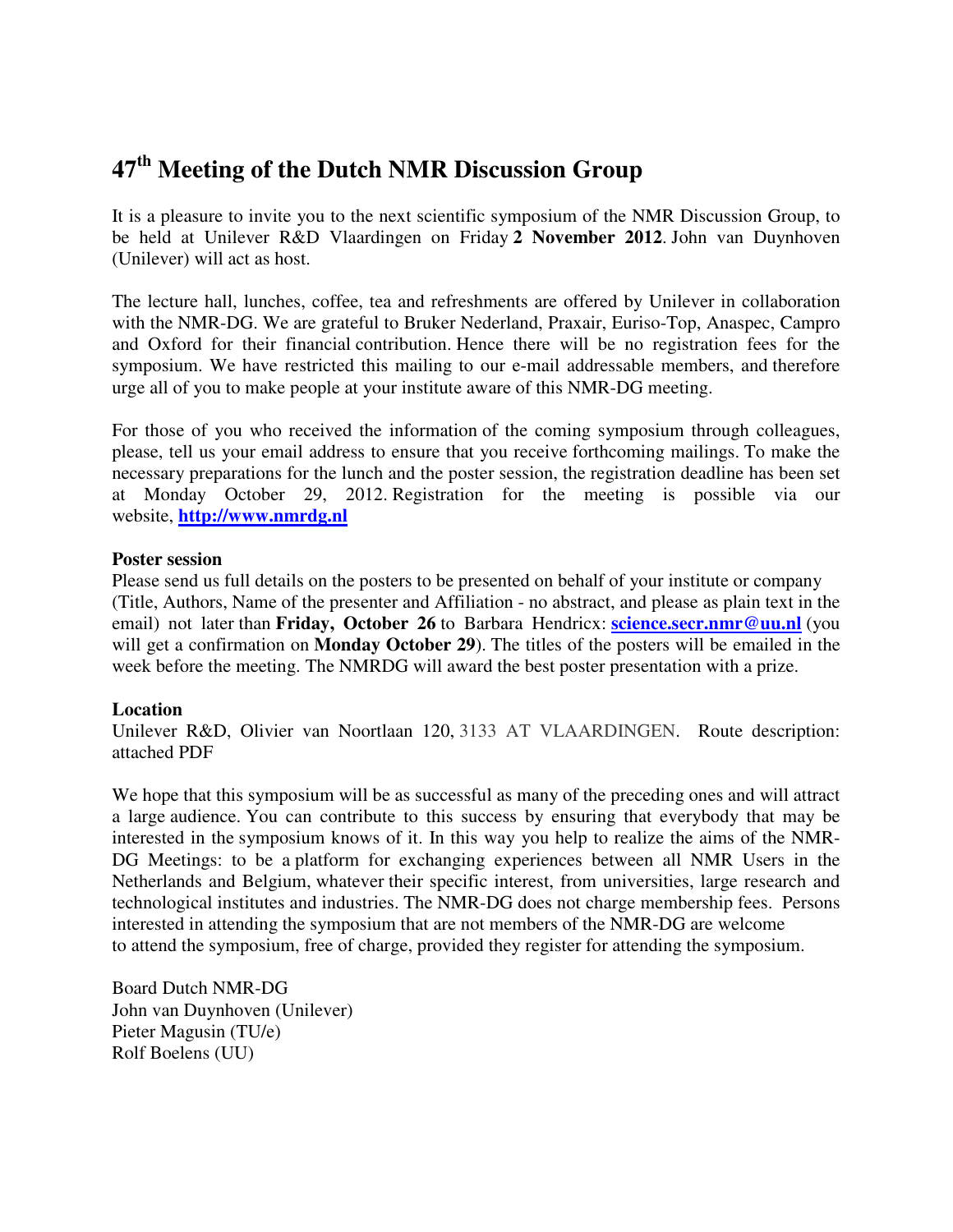# 47th Meeting of the Dutch NMR Discussion Group

It is a pleasure to invite you to the next scientific symposium of the NMR Discussion Group, to be held at Unilever R&D Vlaardingen on Friday **2 November 2012**. John van Duynhoven (Unilever) will act as host.

The lecture hall, lunches, coffee, tea and refreshments are offered by Unilever in collaboration with the NMR-DG. We are grateful to Bruker Nederland, Praxair, Euriso-Top, Anaspec, Campro and Oxford for their financial contribution. Hence there will be no registration fees for the symposium. We have restricted this mailing to our e-mail addressable members, and therefore urge all of you to make people at your institute aware of this NMR-DG meeting.

For those of you who received the information of the coming symposium through colleagues, please, tell us your email address to ensure that you receive forthcoming mailings. To make the necessary preparations for the lunch and the poster session, the registration deadline has been set at Monday October 29, 2012. Registration for the meeting is possible via our website, **http://www.nmrdg.nl**

**Poster session**

Please send us full details on the posters to be presented on behalf of your institute or company (Title, Authors, Name of the presenter and Affiliation - no abstract, and please as plain text in the email) not later than **Friday, October 26** to Barbara Hendricx: **science.secr.nmr@uu.nl** (you will get a confirmation on **Monday October 29**). The titles of the posters will be emailed in the week before the meeting. The NMRDG will award the best poster presentation with a prize.

**Location**

Unilever R&D, Olivier van Noortlaan 120, 3133 AT VLAARDINGEN. Route description: attached PDF

We hope that this symposium will be as successful as many of the preceding ones and will attract a large audience. You can contribute to this success by ensuring that everybody that may be interested in the symposium knows of it. In this way you help to realize the aims of the NMR-DG Meetings: to be a platform for exchanging experiences between all NMR Users in the Netherlands and Belgium, whatever their specific interest, from universities, large research and technological institutes and industries. The NMR-DG does not charge membership fees. Persons interested in attending the symposium that are not members of the NMR-DG are welcome to attend the symposium, free of charge, provided they register for attending the symposium.

Board Dutch NMR-DG
John van Duynhoven (Unilever)
Pieter Magusin (TU/e)
Rolf Boelens (UU)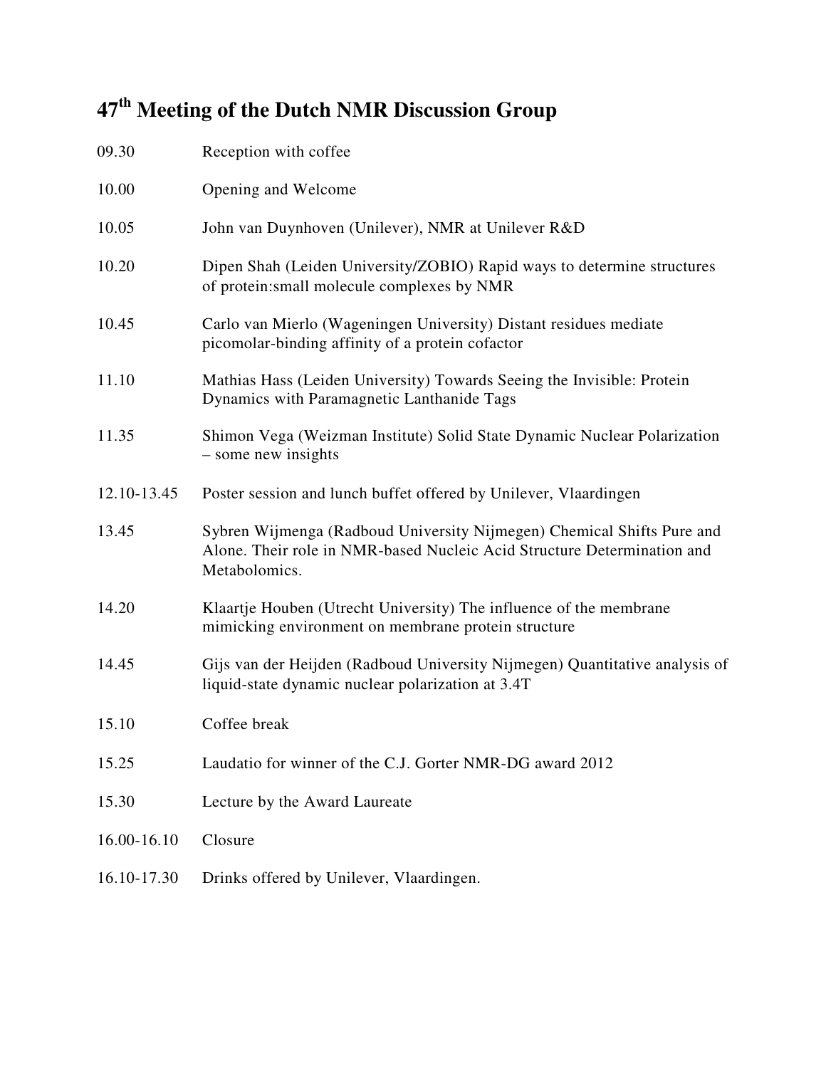# 47th Meeting of the Dutch NMR Discussion Group

| | |
|---|---|
| 09.30 | Reception with coffee |
| 10.00 | Opening and Welcome |
| 10.05 | John van Duynhoven (Unilever), NMR at Unilever R&D |
| 10.20 | Dipen Shah (Leiden University/ZOBIO) Rapid ways to determine structures of protein:small molecule complexes by NMR |
| 10.45 | Carlo van Mierlo (Wageningen University) Distant residues mediate picomolar-binding affinity of a protein cofactor |
| 11.10 | Mathias Hass (Leiden University) Towards Seeing the Invisible: Protein Dynamics with Paramagnetic Lanthanide Tags |
| 11.35 | Shimon Vega (Weizman Institute) Solid State Dynamic Nuclear Polarization – some new insights |
| 12.10-13.45 | Poster session and lunch buffet offered by Unilever, Vlaardingen |
| 13.45 | Sybren Wijmenga (Radboud University Nijmegen) Chemical Shifts Pure and Alone. Their role in NMR-based Nucleic Acid Structure Determination and Metabolomics. |
| 14.20 | Klaartje Houben (Utrecht University) The influence of the membrane mimicking environment on membrane protein structure |
| 14.45 | Gijs van der Heijden (Radboud University Nijmegen) Quantitative analysis of liquid-state dynamic nuclear polarization at 3.4T |
| 15.10 | Coffee break |
| 15.25 | Laudatio for winner of the C.J. Gorter NMR-DG award 2012 |
| 15.30 | Lecture by the Award Laureate |
| 16.00-16.10 | Closure |
| 16.10-17.30 | Drinks offered by Unilever, Vlaardingen. |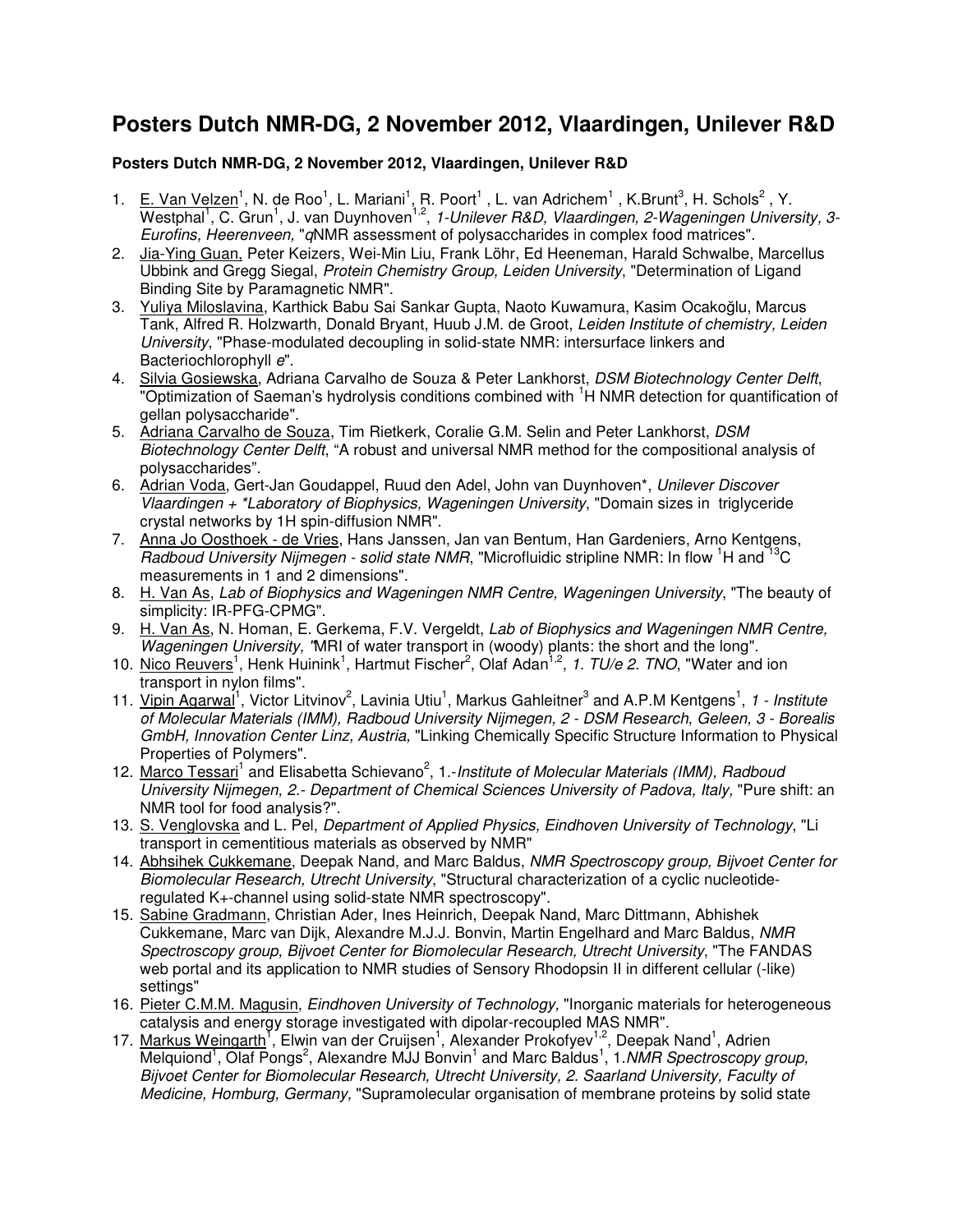# Posters Dutch NMR-DG, 2 November 2012, Vlaardingen, Unilever R&D

**Posters Dutch NMR-DG, 2 November 2012, Vlaardingen, Unilever R&D**

1. E. Van Velzen[1], N. de Roo[1], L. Mariani[1], R. Poort[1] , L. van Adrichem[1] , K.Brunt[3], H. Schols[2] , Y. Westphal[1], C. Grun[1], J. van Duynhoven[1,2], *1-Unilever R&D, Vlaardingen, 2-Wageningen University, 3-Eurofins, Heerenveen*, "*q*NMR assessment of polysaccharides in complex food matrices".
2. Jia-Ying Guan, Peter Keizers, Wei-Min Liu, Frank Löhr, Ed Heeneman, Harald Schwalbe, Marcellus Ubbink and Gregg Siegal, *Protein Chemistry Group, Leiden University*, "Determination of Ligand Binding Site by Paramagnetic NMR".
3. Yuliya Miloslavina, Karthick Babu Sai Sankar Gupta, Naoto Kuwamura, Kasim Ocakoğlu, Marcus Tank, Alfred R. Holzwarth, Donald Bryant, Huub J.M. de Groot, *Leiden Institute of chemistry, Leiden University*, "Phase-modulated decoupling in solid-state NMR: intersurface linkers and Bacteriochlorophyll *e*".
4. Silvia Gosiewska, Adriana Carvalho de Souza & Peter Lankhorst, *DSM Biotechnology Center Delft*, "Optimization of Saeman's hydrolysis conditions combined with $^{1}$H NMR detection for quantification of gellan polysaccharide".
5. Adriana Carvalho de Souza, Tim Rietkerk, Coralie G.M. Selin and Peter Lankhorst, *DSM Biotechnology Center Delft*, "A robust and universal NMR method for the compositional analysis of polysaccharides".
6. Adrian Voda, Gert-Jan Goudappel, Ruud den Adel, John van Duynhoven*, *Unilever Discover Vlaardingen + *Laboratory of Biophysics, Wageningen University*, "Domain sizes in triglyceride crystal networks by 1H spin-diffusion NMR".
7. Anna Jo Oosthoek - de Vries, Hans Janssen, Jan van Bentum, Han Gardeniers, Arno Kentgens, *Radboud University Nijmegen - solid state NMR*, "Microfluidic stripline NMR: In flow $^{1}$H and $^{13}$C measurements in 1 and 2 dimensions".
8. H. Van As, *Lab of Biophysics and Wageningen NMR Centre, Wageningen University*, "The beauty of simplicity: IR-PFG-CPMG".
9. H. Van As, N. Homan, E. Gerkema, F.V. Vergeldt, *Lab of Biophysics and Wageningen NMR Centre, Wageningen University, "*MRI of water transport in (woody) plants: the short and the long".
10. Nico Reuvers[1], Henk Huinink[1], Hartmut Fischer[2], Olaf Adan[1,2], *1. TU/e 2. TNO*, "Water and ion transport in nylon films".
11. Vipin Agarwal[1], Victor Litvinov[2], Lavinia Utiu[1], Markus Gahleitner[3] and A.P.M Kentgens[1], *1 - Institute of Molecular Materials (IMM), Radboud University Nijmegen, 2 - DSM Research, Geleen, 3 - Borealis GmbH, Innovation Center Linz, Austria,* "Linking Chemically Specific Structure Information to Physical Properties of Polymers".
12. Marco Tessari[1] and Elisabetta Schievano[2], 1.-*Institute of Molecular Materials (IMM), Radboud University Nijmegen, 2.- Department of Chemical Sciences University of Padova, Italy,* "Pure shift: an NMR tool for food analysis?".
13. S. Venglovska and L. Pel, *Department of Applied Physics, Eindhoven University of Technology*, "Li transport in cementitious materials as observed by NMR"
14. Abhsihek Cukkemane, Deepak Nand, and Marc Baldus, *NMR Spectroscopy group, Bijvoet Center for Biomolecular Research, Utrecht University*, "Structural characterization of a cyclic nucleotide-regulated K+-channel using solid-state NMR spectroscopy".
15. Sabine Gradmann, Christian Ader, Ines Heinrich, Deepak Nand, Marc Dittmann, Abhishek Cukkemane, Marc van Dijk, Alexandre M.J.J. Bonvin, Martin Engelhard and Marc Baldus, *NMR Spectroscopy group, Bijvoet Center for Biomolecular Research, Utrecht University*, "The FANDAS web portal and its application to NMR studies of Sensory Rhodopsin II in different cellular (-like) settings"
16. Pieter C.M.M. Magusin, *Eindhoven University of Technology,* "Inorganic materials for heterogeneous catalysis and energy storage investigated with dipolar-recoupled MAS NMR".
17. Markus Weingarth[1], Elwin van der Cruijsen[1], Alexander Prokofyev[1,2], Deepak Nand[1], Adrien Melquiond[1], Olaf Pongs[2], Alexandre MJJ Bonvin[1] and Marc Baldus[1], 1.*NMR Spectroscopy group, Bijvoet Center for Biomolecular Research, Utrecht University, 2. Saarland University, Faculty of Medicine, Homburg, Germany,* "Supramolecular organisation of membrane proteins by solid state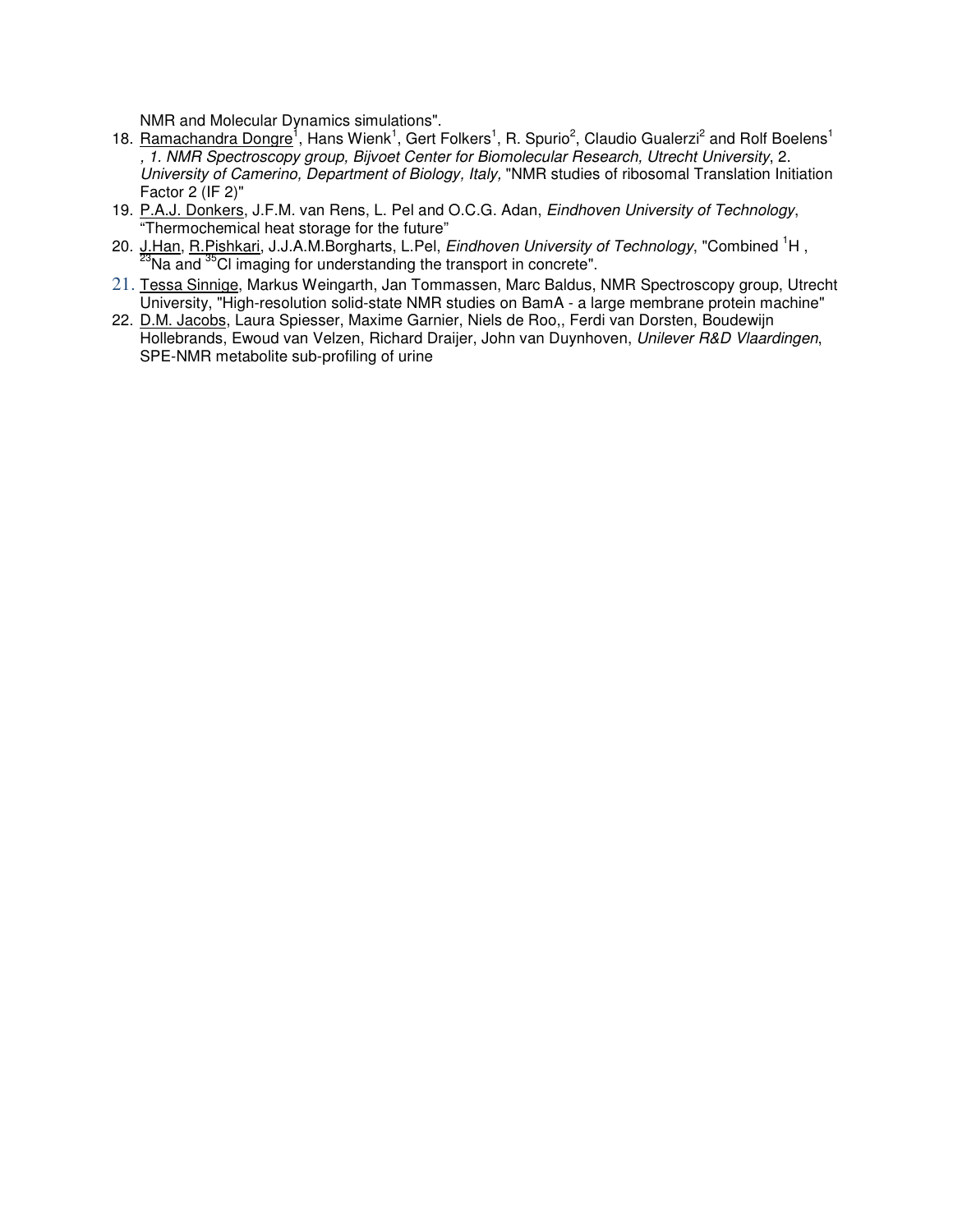NMR and Molecular Dynamics simulations".

18. Ramachandra Dongre[1], Hans Wienk[1], Gert Folkers[1], R. Spurio[2], Claudio Gualerzi[2] and Rolf Boelens[1], *1. NMR Spectroscopy group, Bijvoet Center for Biomolecular Research, Utrecht University*, 2. *University of Camerino, Department of Biology, Italy,* "NMR studies of ribosomal Translation Initiation Factor 2 (IF 2)"
19. P.A.J. Donkers, J.F.M. van Rens, L. Pel and O.C.G. Adan, *Eindhoven University of Technology*, "Thermochemical heat storage for the future"
20. J.Han, R.Pishkari, J.J.A.M.Borgharts, L.Pel, *Eindhoven University of Technology*, "Combined $^{1}H$, $^{23}Na$ and $^{35}Cl$ imaging for understanding the transport in concrete".
21. Tessa Sinnige, Markus Weingarth, Jan Tommassen, Marc Baldus, NMR Spectroscopy group, Utrecht University, "High-resolution solid-state NMR studies on BamA - a large membrane protein machine"
22. D.M. Jacobs, Laura Spiesser, Maxime Garnier, Niels de Roo,, Ferdi van Dorsten, Boudewijn Hollebrands, Ewoud van Velzen, Richard Draijer, John van Duynhoven, *Unilever R&D Vlaardingen*, SPE-NMR metabolite sub-profiling of urine